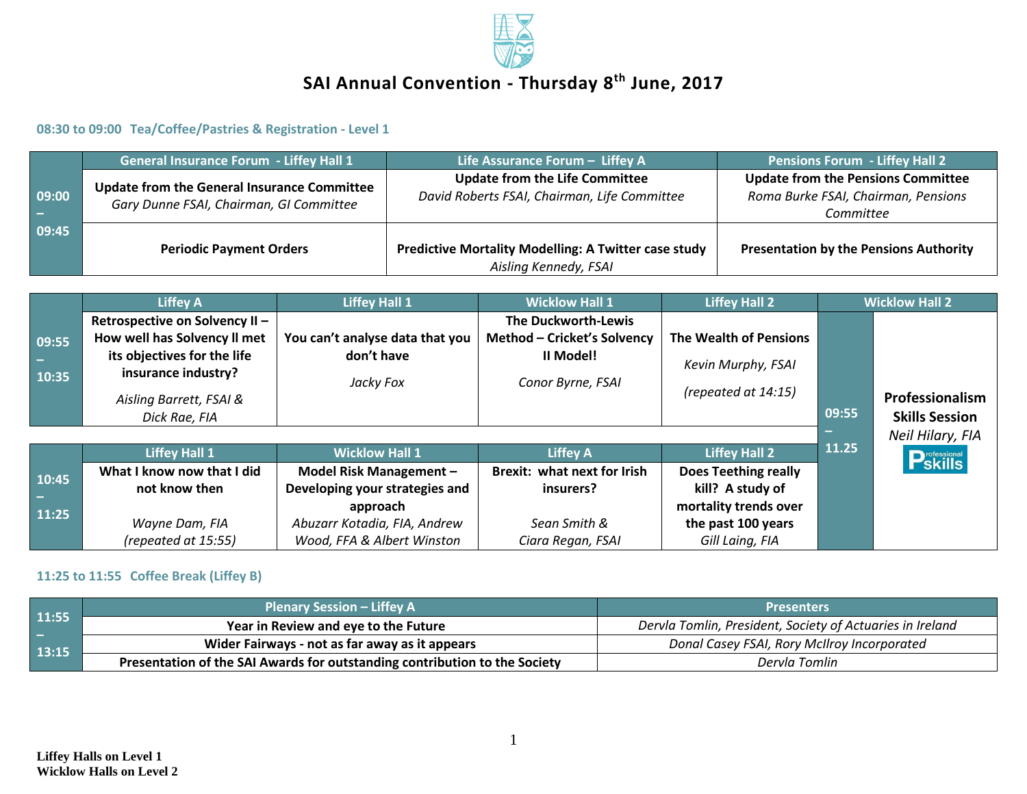# SAI Annual Convention - Thursday 8th June, 2017

**08:30 to 09:00 Tea/Coffee/Pastries & Registration - Level 1**

| | General Insurance Forum - Liffey Hall 1 | Life Assurance Forum – Liffey A | Pensions Forum - Liffey Hall 2 |
|---|---|---|---|
| 09:00 – 09:45 | **Update from the General Insurance Committee** *Gary Dunne FSAI, Chairman, GI Committee* | **Update from the Life Committee** *David Roberts FSAI, Chairman, Life Committee* | **Update from the Pensions Committee** *Roma Burke FSAI, Chairman, Pensions Committee* |
| | **Periodic Payment Orders** | **Predictive Mortality Modelling: A Twitter case study** *Aisling Kennedy, FSAI* | **Presentation by the Pensions Authority** |

| | Liffey A | Liffey Hall 1 | Wicklow Hall 1 | Liffey Hall 2 |
|---|---|---|---|---|
| 09:55 – 10:35 | **Retrospective on Solvency II – How well has Solvency II met its objectives for the life insurance industry?** *Aisling Barrett, FSAI & Dick Rae, FIA* | **You can't analyse data that you don't have** *Jacky Fox* | **The Duckworth-Lewis Method – Cricket's Solvency II Model!** *Conor Byrne, FSAI* | **The Wealth of Pensions** *Kevin Murphy, FSAI* *(repeated at 14:15)* |

| | Liffey Hall 1 | Wicklow Hall 1 | Liffey A | Liffey Hall 2 |
|---|---|---|---|---|
| 10:45 – 11:25 | **What I know now that I did not know then** *Wayne Dam, FIA* *(repeated at 15:55)* | **Model Risk Management – Developing your strategies and approach** *Abuzarr Kotadia, FIA, Andrew Wood, FFA & Albert Winston* | **Brexit: what next for Irish insurers?** *Sean Smith & Ciara Regan, FSAI* | **Does Teething really kill? A study of mortality trends over the past 100 years** *Gill Laing, FIA* |

| | Wicklow Hall 2 |
|---|---|
| 09:55 – 11.25 | **Professionalism Skills Session** *Neil Hilary, FIA* Professional Skills |

**11:25 to 11:55 Coffee Break (Liffey B)**

| | Plenary Session – Liffey A | Presenters |
|---|---|---|
| 11:55 – 13:15 | **Year in Review and eye to the Future** | *Dervla Tomlin, President, Society of Actuaries in Ireland* |
| | **Wider Fairways - not as far away as it appears** | *Donal Casey FSAI, Rory McIlroy Incorporated* |
| | **Presentation of the SAI Awards for outstanding contribution to the Society** | *Dervla Tomlin* |

**Liffey Halls on Level 1**
**Wicklow Halls on Level 2**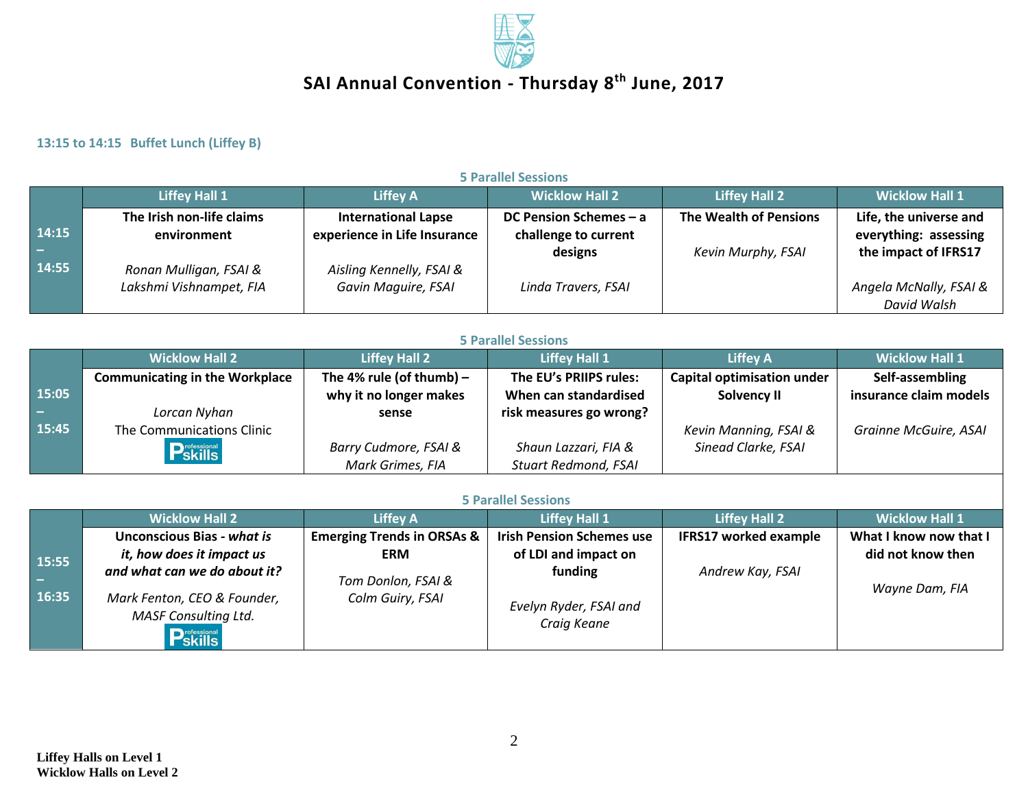# SAI Annual Convention - Thursday 8th June, 2017

**13:15 to 14:15 Buffet Lunch (Liffey B)**

**5 Parallel Sessions**

| | Liffey Hall 1 | Liffey A | Wicklow Hall 2 | Liffey Hall 2 | Wicklow Hall 1 |
|---|---|---|---|---|---|
| 14:15 – 14:55 | **The Irish non-life claims environment**<br>*Ronan Mulligan, FSAI & Lakshmi Vishnampet, FIA* | **International Lapse experience in Life Insurance**<br>*Aisling Kennelly, FSAI & Gavin Maguire, FSAI* | **DC Pension Schemes – a challenge to current designs**<br>*Linda Travers, FSAI* | **The Wealth of Pensions**<br>*Kevin Murphy, FSAI* | **Life, the universe and everything: assessing the impact of IFRS17**<br>*Angela McNally, FSAI & David Walsh* |

**5 Parallel Sessions**

| | Wicklow Hall 2 | Liffey Hall 2 | Liffey Hall 1 | Liffey A | Wicklow Hall 1 |
|---|---|---|---|---|---|
| 15:05 – 15:45 | **Communicating in the Workplace**<br>*Lorcan Nyhan*<br>The Communications Clinic<br>Professional Skills | **The 4% rule (of thumb) – why it no longer makes sense**<br>*Barry Cudmore, FSAI & Mark Grimes, FIA* | **The EU's PRIIPS rules: When can standardised risk measures go wrong?**<br>*Shaun Lazzari, FIA & Stuart Redmond, FSAI* | **Capital optimisation under Solvency II**<br>*Kevin Manning, FSAI & Sinead Clarke, FSAI* | **Self-assembling insurance claim models**<br>*Grainne McGuire, ASAI* |

**5 Parallel Sessions**

| | Wicklow Hall 2 | Liffey A | Liffey Hall 1 | Liffey Hall 2 | Wicklow Hall 1 |
|---|---|---|---|---|---|
| 15:55 – 16:35 | **Unconscious Bias - *what is it, how does it impact us and what can we do about it?***<br>*Mark Fenton, CEO & Founder, MASF Consulting Ltd.*<br>Professional Skills | **Emerging Trends in ORSAs & ERM**<br>*Tom Donlon, FSAI & Colm Guiry, FSAI* | **Irish Pension Schemes use of LDI and impact on funding**<br>*Evelyn Ryder, FSAI and Craig Keane* | **IFRS17 worked example**<br>*Andrew Kay, FSAI* | **What I know now that I did not know then**<br>*Wayne Dam, FIA* |

**Liffey Halls on Level 1**
**Wicklow Halls on Level 2**